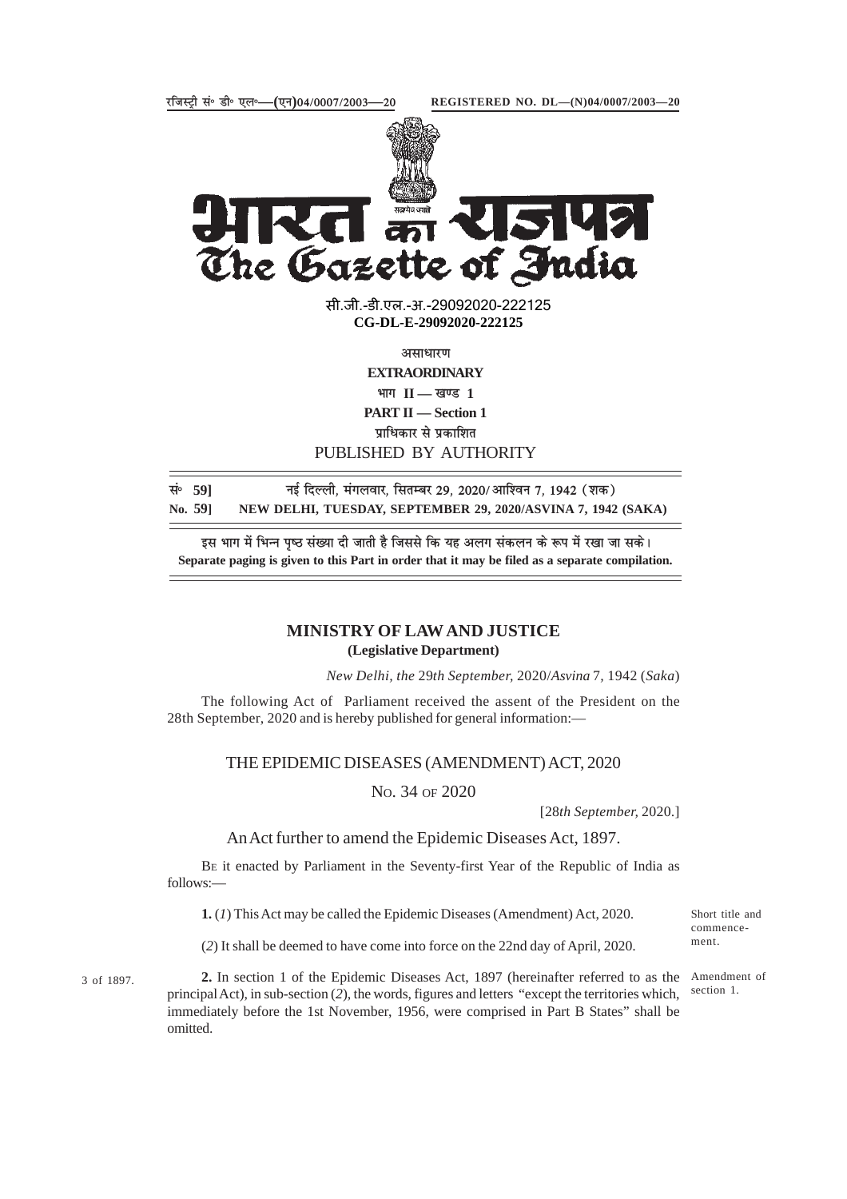रजिस्ट्री सं॰ डी॰ एल॰—(एन)04/0007/2003—20 REGISTERED NO. DL—(N)04/0007/2003—20

# भारत का राजपत्र
# The Gazette of India

सी.जी.-डी.एल.-अ.-29092020-222125
**CG-DL-E-29092020-222125**

असाधारण
**EXTRAORDINARY**
भाग II — खण्ड 1
**PART II — Section 1**
प्राधिकार से प्रकाशित
PUBLISHED BY AUTHORITY

सं॰ 59] नई दिल्ली, मंगलवार, सितम्बर 29, 2020/ आश्विन 7, 1942 (शक)
**No. 59] NEW DELHI, TUESDAY, SEPTEMBER 29, 2020/ASVINA 7, 1942 (SAKA)**

इस भाग में भिन्न पृष्ठ संख्या दी जाती है जिससे कि यह अलग संकलन के रूप में रखा जा सके।
**Separate paging is given to this Part in order that it may be filed as a separate compilation.**

## MINISTRY OF LAW AND JUSTICE
**(Legislative Department)**

*New Delhi, the 29th September, 2020/Asvina 7, 1942 (Saka)*

The following Act of Parliament received the assent of the President on the 28th September, 2020 and is hereby published for general information:—

## THE EPIDEMIC DISEASES (AMENDMENT) ACT, 2020

NO. 34 OF 2020

[28*th September*, 2020.]

An Act further to amend the Epidemic Diseases Act, 1897.

BE it enacted by Parliament in the Seventy-first Year of the Republic of India as follows:—

*Short title and commencement.*

**1.** (*1*) This Act may be called the Epidemic Diseases (Amendment) Act, 2020.

(*2*) It shall be deemed to have come into force on the 22nd day of April, 2020.

*Amendment of section 1.*

*3 of 1897.*

**2.** In section 1 of the Epidemic Diseases Act, 1897 (hereinafter referred to as the principal Act), in sub-section (*2*), the words, figures and letters "except the territories which, immediately before the 1st November, 1956, were comprised in Part B States" shall be omitted.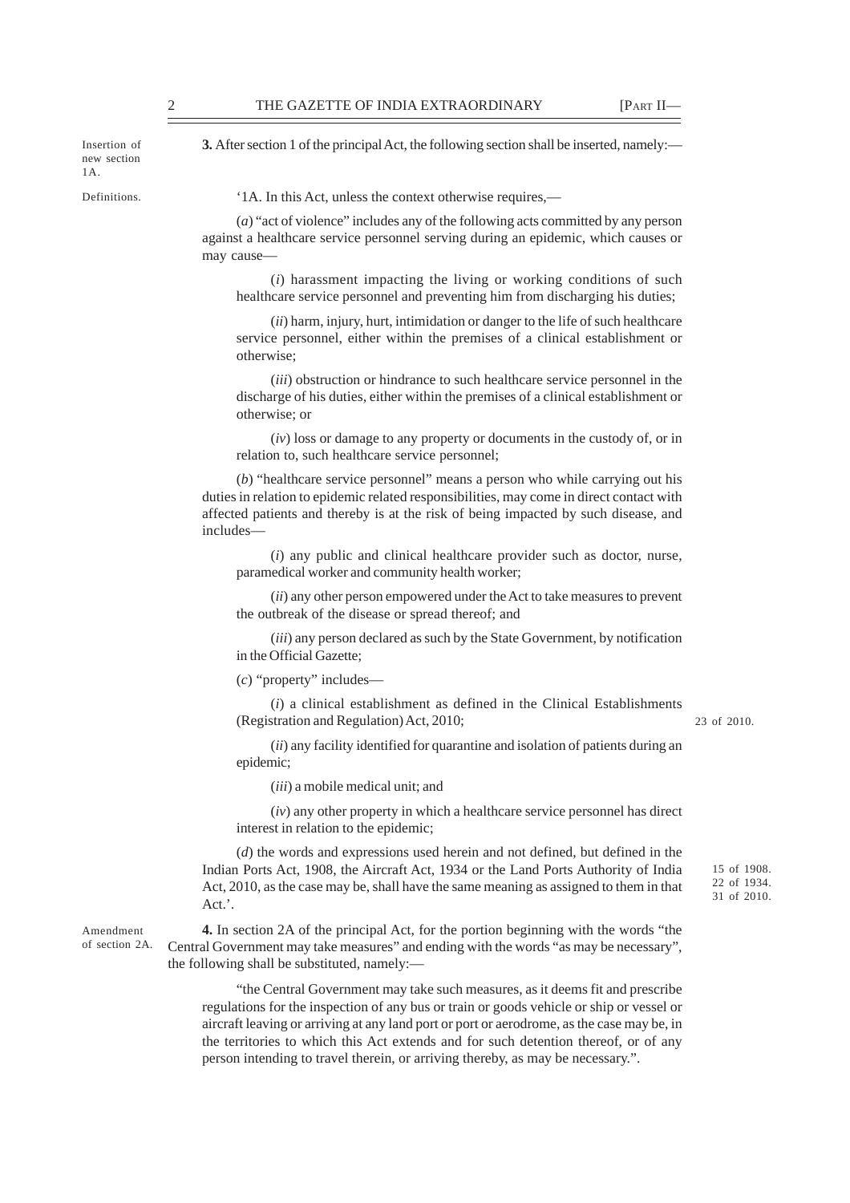Insertion of new section 1A.

**3.** After section 1 of the principal Act, the following section shall be inserted, namely:—

Definitions.

'1A. In this Act, unless the context otherwise requires,—

(*a*) "act of violence" includes any of the following acts committed by any person against a healthcare service personnel serving during an epidemic, which causes or may cause—

(*i*) harassment impacting the living or working conditions of such healthcare service personnel and preventing him from discharging his duties;

(*ii*) harm, injury, hurt, intimidation or danger to the life of such healthcare service personnel, either within the premises of a clinical establishment or otherwise;

(*iii*) obstruction or hindrance to such healthcare service personnel in the discharge of his duties, either within the premises of a clinical establishment or otherwise; or

(*iv*) loss or damage to any property or documents in the custody of, or in relation to, such healthcare service personnel;

(*b*) "healthcare service personnel" means a person who while carrying out his duties in relation to epidemic related responsibilities, may come in direct contact with affected patients and thereby is at the risk of being impacted by such disease, and includes—

(*i*) any public and clinical healthcare provider such as doctor, nurse, paramedical worker and community health worker;

(*ii*) any other person empowered under the Act to take measures to prevent the outbreak of the disease or spread thereof; and

(*iii*) any person declared as such by the State Government, by notification in the Official Gazette;

(*c*) "property" includes—

(*i*) a clinical establishment as defined in the Clinical Establishments (Registration and Regulation) Act, 2010; 23 of 2010.

(*ii*) any facility identified for quarantine and isolation of patients during an epidemic;

(*iii*) a mobile medical unit; and

(*iv*) any other property in which a healthcare service personnel has direct interest in relation to the epidemic;

(*d*) the words and expressions used herein and not defined, but defined in the Indian Ports Act, 1908, the Aircraft Act, 1934 or the Land Ports Authority of India Act, 2010, as the case may be, shall have the same meaning as assigned to them in that Act.'. 15 of 1908. 22 of 1934. 31 of 2010.

Amendment of section 2A.

**4.** In section 2A of the principal Act, for the portion beginning with the words "the Central Government may take measures" and ending with the words "as may be necessary", the following shall be substituted, namely:—

"the Central Government may take such measures, as it deems fit and prescribe regulations for the inspection of any bus or train or goods vehicle or ship or vessel or aircraft leaving or arriving at any land port or port or aerodrome, as the case may be, in the territories to which this Act extends and for such detention thereof, or of any person intending to travel therein, or arriving thereby, as may be necessary.".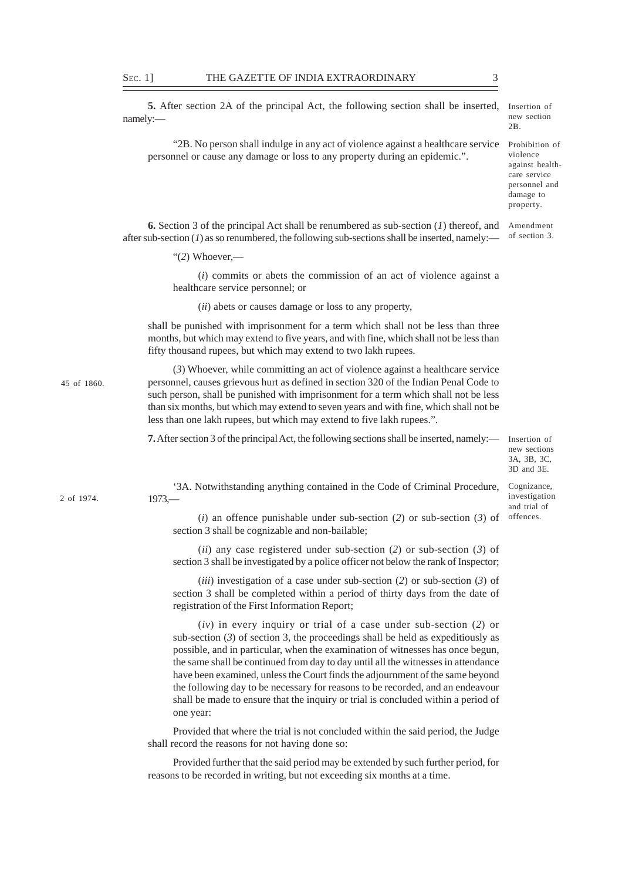**5.** After section 2A of the principal Act, the following section shall be inserted, namely:—

Insertion of new section 2B.

"2B. No person shall indulge in any act of violence against a healthcare service personnel or cause any damage or loss to any property during an epidemic.".

Prohibition of violence against health-care service personnel and damage to property.

**6.** Section 3 of the principal Act shall be renumbered as sub-section (*1*) thereof, and after sub-section (*1*) as so renumbered, the following sub-sections shall be inserted, namely:—

Amendment of section 3.

"(*2*) Whoever,—

(*i*) commits or abets the commission of an act of violence against a healthcare service personnel; or

(*ii*) abets or causes damage or loss to any property,

shall be punished with imprisonment for a term which shall not be less than three months, but which may extend to five years, and with fine, which shall not be less than fifty thousand rupees, but which may extend to two lakh rupees.

(*3*) Whoever, while committing an act of violence against a healthcare service personnel, causes grievous hurt as defined in section 320 of the Indian Penal Code to such person, shall be punished with imprisonment for a term which shall not be less than six months, but which may extend to seven years and with fine, which shall not be less than one lakh rupees, but which may extend to five lakh rupees.".

45 of 1860.

**7.** After section 3 of the principal Act, the following sections shall be inserted, namely:—

Insertion of new sections 3A, 3B, 3C, 3D and 3E.

'3A. Notwithstanding anything contained in the Code of Criminal Procedure, 1973,—

2 of 1974.

Cognizance, investigation and trial of offences.

(*i*) an offence punishable under sub-section (*2*) or sub-section (*3*) of section 3 shall be cognizable and non-bailable;

(*ii*) any case registered under sub-section (*2*) or sub-section (*3*) of section 3 shall be investigated by a police officer not below the rank of Inspector;

(*iii*) investigation of a case under sub-section (*2*) or sub-section (*3*) of section 3 shall be completed within a period of thirty days from the date of registration of the First Information Report;

(*iv*) in every inquiry or trial of a case under sub-section (*2*) or sub-section (*3*) of section 3, the proceedings shall be held as expeditiously as possible, and in particular, when the examination of witnesses has once begun, the same shall be continued from day to day until all the witnesses in attendance have been examined, unless the Court finds the adjournment of the same beyond the following day to be necessary for reasons to be recorded, and an endeavour shall be made to ensure that the inquiry or trial is concluded within a period of one year:

Provided that where the trial is not concluded within the said period, the Judge shall record the reasons for not having done so:

Provided further that the said period may be extended by such further period, for reasons to be recorded in writing, but not exceeding six months at a time.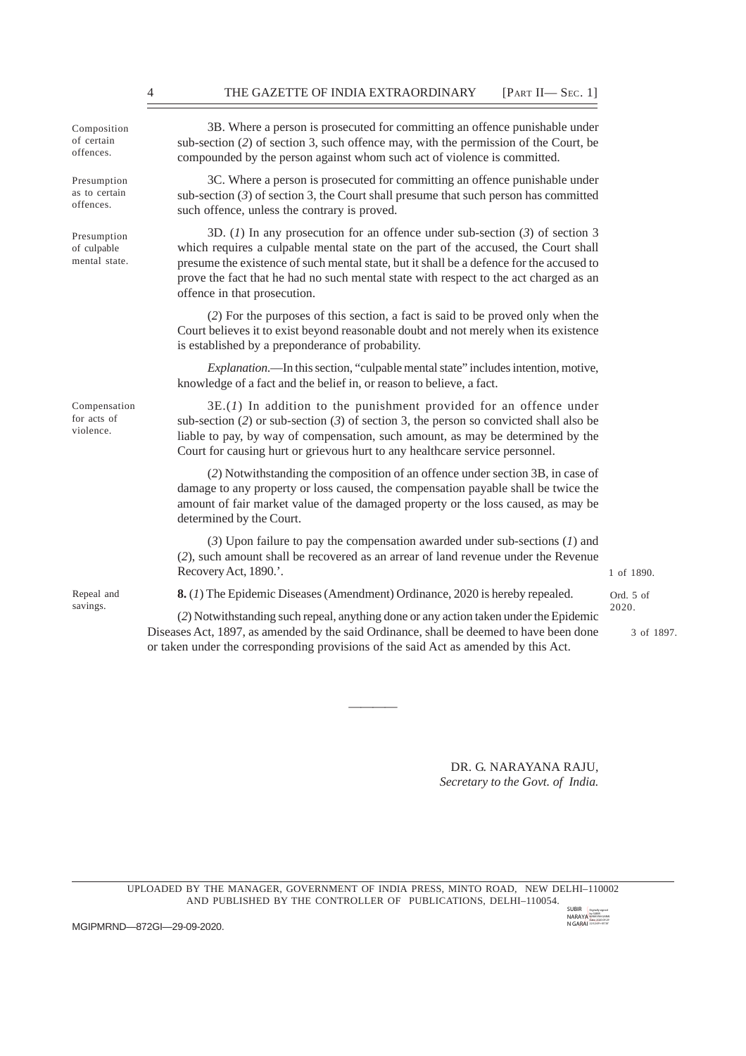Composition of certain offences.

3B. Where a person is prosecuted for committing an offence punishable under sub-section (*2*) of section 3, such offence may, with the permission of the Court, be compounded by the person against whom such act of violence is committed.

Presumption as to certain offences.

3C. Where a person is prosecuted for committing an offence punishable under sub-section (*3*) of section 3, the Court shall presume that such person has committed such offence, unless the contrary is proved.

Presumption of culpable mental state.

3D. (*1*) In any prosecution for an offence under sub-section (*3*) of section 3 which requires a culpable mental state on the part of the accused, the Court shall presume the existence of such mental state, but it shall be a defence for the accused to prove the fact that he had no such mental state with respect to the act charged as an offence in that prosecution.

(*2*) For the purposes of this section, a fact is said to be proved only when the Court believes it to exist beyond reasonable doubt and not merely when its existence is established by a preponderance of probability.

*Explanation.*—In this section, "culpable mental state" includes intention, motive, knowledge of a fact and the belief in, or reason to believe, a fact.

Compensation for acts of violence.

3E.(*1*) In addition to the punishment provided for an offence under sub-section (*2*) or sub-section (*3*) of section 3, the person so convicted shall also be liable to pay, by way of compensation, such amount, as may be determined by the Court for causing hurt or grievous hurt to any healthcare service personnel.

(*2*) Notwithstanding the composition of an offence under section 3B, in case of damage to any property or loss caused, the compensation payable shall be twice the amount of fair market value of the damaged property or the loss caused, as may be determined by the Court.

(*3*) Upon failure to pay the compensation awarded under sub-sections (*1*) and (*2*), such amount shall be recovered as an arrear of land revenue under the Revenue Recovery Act, 1890.'. 1 of 1890.

Repeal and savings.

**8.** (*1*) The Epidemic Diseases (Amendment) Ordinance, 2020 is hereby repealed. Ord. 5 of 2020.

(*2*) Notwithstanding such repeal, anything done or any action taken under the Epidemic Diseases Act, 1897, as amended by the said Ordinance, shall be deemed to have been done or taken under the corresponding provisions of the said Act as amended by this Act. 3 of 1897.

————

DR. G. NARAYANA RAJU,
*Secretary to the Govt. of India.*

UPLOADED BY THE MANAGER, GOVERNMENT OF INDIA PRESS, MINTO ROAD, NEW DELHI–110002
AND PUBLISHED BY THE CONTROLLER OF PUBLICATIONS, DELHI–110054.

MGIPMRND—872GI—29-09-2020.